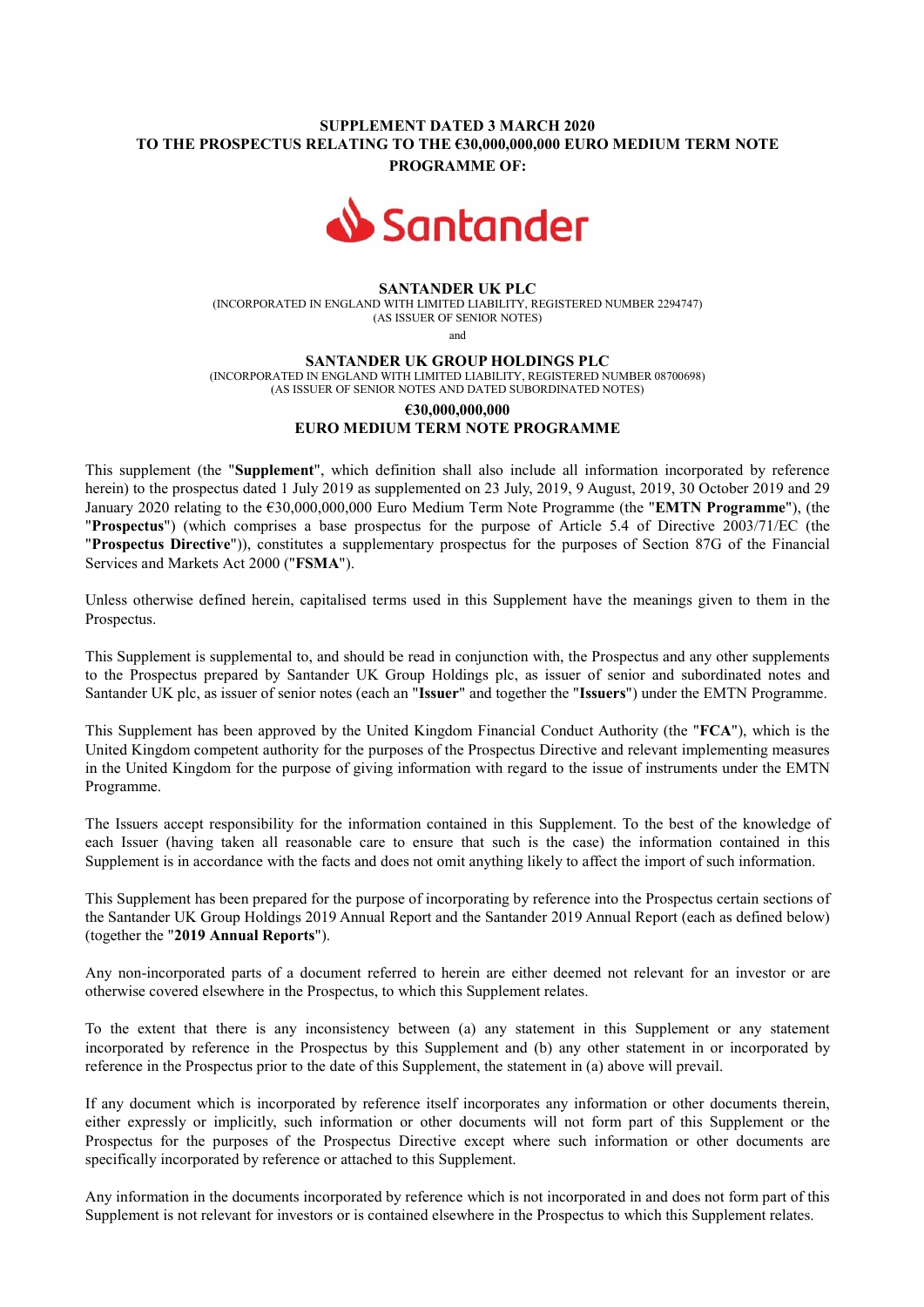**SUPPLEMENT DATED 3 MARCH 2020**
**TO THE PROSPECTUS RELATING TO THE €30,000,000,000 EURO MEDIUM TERM NOTE PROGRAMME OF:**

Santander

**SANTANDER UK PLC**
(INCORPORATED IN ENGLAND WITH LIMITED LIABILITY, REGISTERED NUMBER 2294747)
(AS ISSUER OF SENIOR NOTES)

and

**SANTANDER UK GROUP HOLDINGS PLC**
(INCORPORATED IN ENGLAND WITH LIMITED LIABILITY, REGISTERED NUMBER 08700698)
(AS ISSUER OF SENIOR NOTES AND DATED SUBORDINATED NOTES)

**€30,000,000,000**
**EURO MEDIUM TERM NOTE PROGRAMME**

This supplement (the "**Supplement**", which definition shall also include all information incorporated by reference herein) to the prospectus dated 1 July 2019 as supplemented on 23 July, 2019, 9 August, 2019, 30 October 2019 and 29 January 2020 relating to the €30,000,000,000 Euro Medium Term Note Programme (the "**EMTN Programme**"), (the "**Prospectus**") (which comprises a base prospectus for the purpose of Article 5.4 of Directive 2003/71/EC (the "**Prospectus Directive**")), constitutes a supplementary prospectus for the purposes of Section 87G of the Financial Services and Markets Act 2000 ("**FSMA**").

Unless otherwise defined herein, capitalised terms used in this Supplement have the meanings given to them in the Prospectus.

This Supplement is supplemental to, and should be read in conjunction with, the Prospectus and any other supplements to the Prospectus prepared by Santander UK Group Holdings plc, as issuer of senior and subordinated notes and Santander UK plc, as issuer of senior notes (each an "**Issuer**" and together the "**Issuers**") under the EMTN Programme.

This Supplement has been approved by the United Kingdom Financial Conduct Authority (the "**FCA**"), which is the United Kingdom competent authority for the purposes of the Prospectus Directive and relevant implementing measures in the United Kingdom for the purpose of giving information with regard to the issue of instruments under the EMTN Programme.

The Issuers accept responsibility for the information contained in this Supplement. To the best of the knowledge of each Issuer (having taken all reasonable care to ensure that such is the case) the information contained in this Supplement is in accordance with the facts and does not omit anything likely to affect the import of such information.

This Supplement has been prepared for the purpose of incorporating by reference into the Prospectus certain sections of the Santander UK Group Holdings 2019 Annual Report and the Santander 2019 Annual Report (each as defined below) (together the "**2019 Annual Reports**").

Any non-incorporated parts of a document referred to herein are either deemed not relevant for an investor or are otherwise covered elsewhere in the Prospectus, to which this Supplement relates.

To the extent that there is any inconsistency between (a) any statement in this Supplement or any statement incorporated by reference in the Prospectus by this Supplement and (b) any other statement in or incorporated by reference in the Prospectus prior to the date of this Supplement, the statement in (a) above will prevail.

If any document which is incorporated by reference itself incorporates any information or other documents therein, either expressly or implicitly, such information or other documents will not form part of this Supplement or the Prospectus for the purposes of the Prospectus Directive except where such information or other documents are specifically incorporated by reference or attached to this Supplement.

Any information in the documents incorporated by reference which is not incorporated in and does not form part of this Supplement is not relevant for investors or is contained elsewhere in the Prospectus to which this Supplement relates.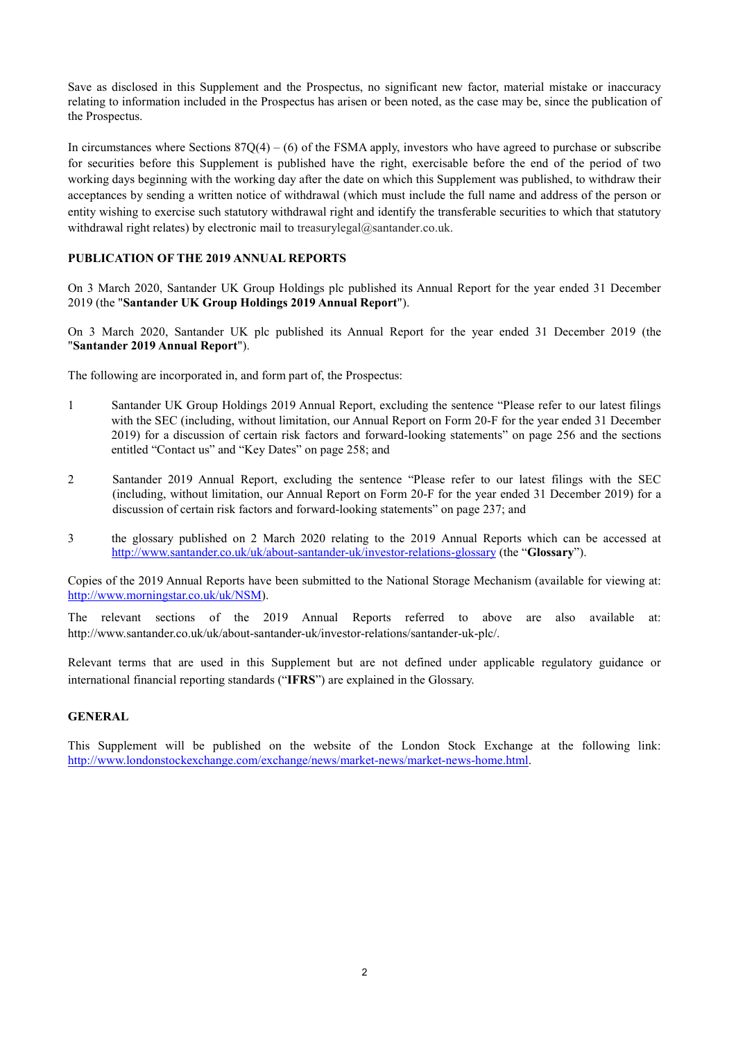Save as disclosed in this Supplement and the Prospectus, no significant new factor, material mistake or inaccuracy relating to information included in the Prospectus has arisen or been noted, as the case may be, since the publication of the Prospectus.

In circumstances where Sections 87Q(4) – (6) of the FSMA apply, investors who have agreed to purchase or subscribe for securities before this Supplement is published have the right, exercisable before the end of the period of two working days beginning with the working day after the date on which this Supplement was published, to withdraw their acceptances by sending a written notice of withdrawal (which must include the full name and address of the person or entity wishing to exercise such statutory withdrawal right and identify the transferable securities to which that statutory withdrawal right relates) by electronic mail to treasurylegal@santander.co.uk.

## PUBLICATION OF THE 2019 ANNUAL REPORTS

On 3 March 2020, Santander UK Group Holdings plc published its Annual Report for the year ended 31 December 2019 (the "**Santander UK Group Holdings 2019 Annual Report**").

On 3 March 2020, Santander UK plc published its Annual Report for the year ended 31 December 2019 (the "**Santander 2019 Annual Report**").

The following are incorporated in, and form part of, the Prospectus:

1. Santander UK Group Holdings 2019 Annual Report, excluding the sentence "Please refer to our latest filings with the SEC (including, without limitation, our Annual Report on Form 20-F for the year ended 31 December 2019) for a discussion of certain risk factors and forward-looking statements" on page 256 and the sections entitled "Contact us" and "Key Dates" on page 258; and

2. Santander 2019 Annual Report, excluding the sentence "Please refer to our latest filings with the SEC (including, without limitation, our Annual Report on Form 20-F for the year ended 31 December 2019) for a discussion of certain risk factors and forward-looking statements" on page 237; and

3. the glossary published on 2 March 2020 relating to the 2019 Annual Reports which can be accessed at http://www.santander.co.uk/uk/about-santander-uk/investor-relations-glossary (the "**Glossary**").

Copies of the 2019 Annual Reports have been submitted to the National Storage Mechanism (available for viewing at: http://www.morningstar.co.uk/uk/NSM).

The relevant sections of the 2019 Annual Reports referred to above are also available at: http://www.santander.co.uk/uk/about-santander-uk/investor-relations/santander-uk-plc/.

Relevant terms that are used in this Supplement but are not defined under applicable regulatory guidance or international financial reporting standards ("**IFRS**") are explained in the Glossary.

## GENERAL

This Supplement will be published on the website of the London Stock Exchange at the following link: http://www.londonstockexchange.com/exchange/news/market-news/market-news-home.html.